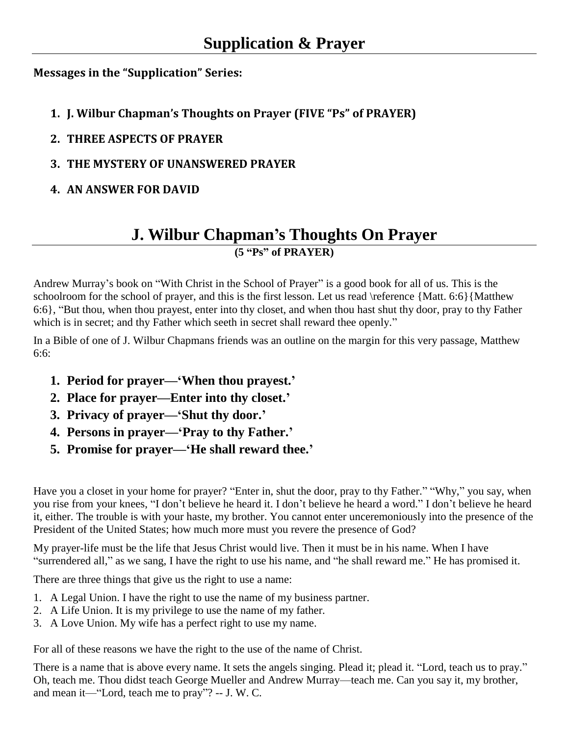# Supplication & Prayer

**Messages in the "Supplication" Series:**

1. **J. Wilbur Chapman's Thoughts on Prayer (FIVE "Ps" of PRAYER)**
2. **THREE ASPECTS OF PRAYER**
3. **THE MYSTERY OF UNANSWERED PRAYER**
4. **AN ANSWER FOR DAVID**

# J. Wilbur Chapman's Thoughts On Prayer

**(5 "Ps" of PRAYER)**

Andrew Murray's book on "With Christ in the School of Prayer" is a good book for all of us. This is the schoolroom for the school of prayer, and this is the first lesson. Let us read \reference {Matt. 6:6}{Matthew 6:6}, "But thou, when thou prayest, enter into thy closet, and when thou hast shut thy door, pray to thy Father which is in secret; and thy Father which seeth in secret shall reward thee openly."

In a Bible of one of J. Wilbur Chapmans friends was an outline on the margin for this very passage, Matthew 6:6:

1. **Period for prayer—'When thou prayest.'**
2. **Place for prayer—Enter into thy closet.'**
3. **Privacy of prayer—'Shut thy door.'**
4. **Persons in prayer—'Pray to thy Father.'**
5. **Promise for prayer—'He shall reward thee.'**

Have you a closet in your home for prayer? "Enter in, shut the door, pray to thy Father." "Why," you say, when you rise from your knees, "I don't believe he heard it. I don't believe he heard a word." I don't believe he heard it, either. The trouble is with your haste, my brother. You cannot enter unceremoniously into the presence of the President of the United States; how much more must you revere the presence of God?

My prayer-life must be the life that Jesus Christ would live. Then it must be in his name. When I have "surrendered all," as we sang, I have the right to use his name, and "he shall reward me." He has promised it.

There are three things that give us the right to use a name:

1. A Legal Union. I have the right to use the name of my business partner.
2. A Life Union. It is my privilege to use the name of my father.
3. A Love Union. My wife has a perfect right to use my name.

For all of these reasons we have the right to the use of the name of Christ.

There is a name that is above every name. It sets the angels singing. Plead it; plead it. "Lord, teach us to pray." Oh, teach me. Thou didst teach George Mueller and Andrew Murray—teach me. Can you say it, my brother, and mean it—"Lord, teach me to pray"? -- J. W. C.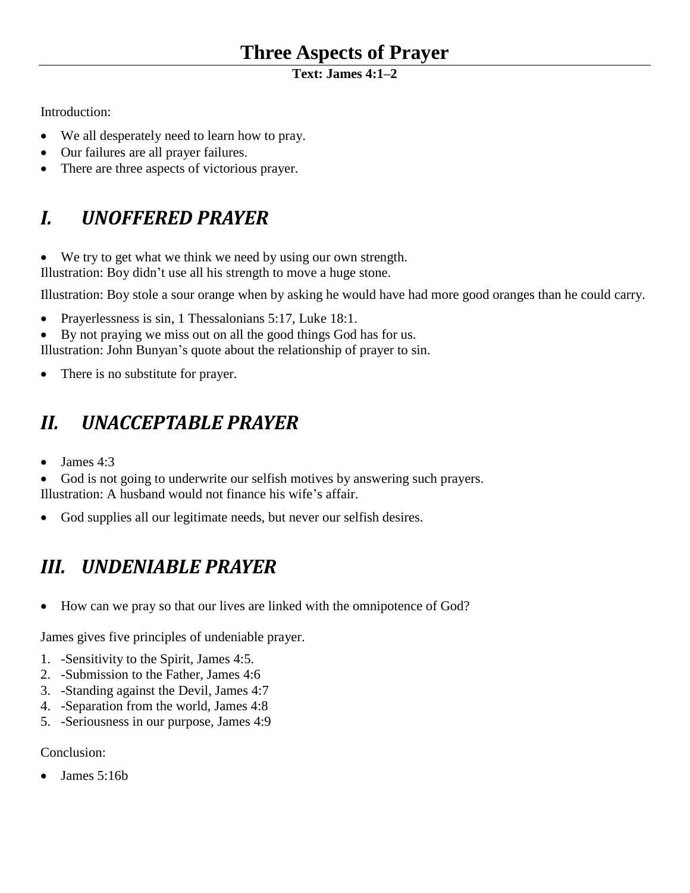# Three Aspects of Prayer

**Text: James 4:1–2**

Introduction:

- We all desperately need to learn how to pray.
- Our failures are all prayer failures.
- There are three aspects of victorious prayer.

## *I. UNOFFERED PRAYER*

- We try to get what we think we need by using our own strength.

Illustration: Boy didn't use all his strength to move a huge stone.

Illustration: Boy stole a sour orange when by asking he would have had more good oranges than he could carry.

- Prayerlessness is sin, 1 Thessalonians 5:17, Luke 18:1.
- By not praying we miss out on all the good things God has for us.

Illustration: John Bunyan's quote about the relationship of prayer to sin.

- There is no substitute for prayer.

## *II. UNACCEPTABLE PRAYER*

- James 4:3
- God is not going to underwrite our selfish motives by answering such prayers.

Illustration: A husband would not finance his wife's affair.

- God supplies all our legitimate needs, but never our selfish desires.

## *III. UNDENIABLE PRAYER*

- How can we pray so that our lives are linked with the omnipotence of God?

James gives five principles of undeniable prayer.

1. -Sensitivity to the Spirit, James 4:5.
2. -Submission to the Father, James 4:6
3. -Standing against the Devil, James 4:7
4. -Separation from the world, James 4:8
5. -Seriousness in our purpose, James 4:9

Conclusion:

- James 5:16b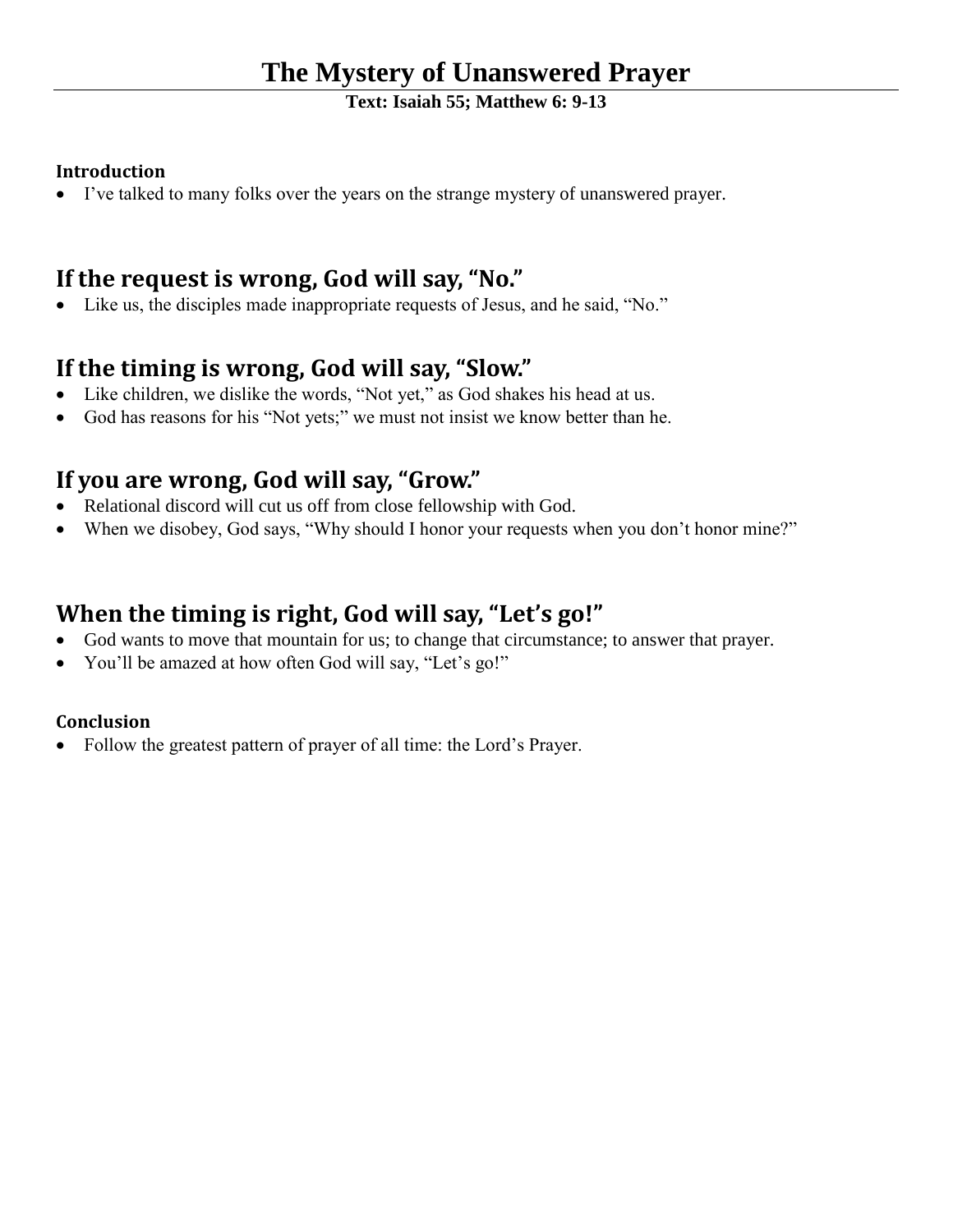# The Mystery of Unanswered Prayer

**Text: Isaiah 55; Matthew 6: 9-13**

**Introduction**

- I've talked to many folks over the years on the strange mystery of unanswered prayer.

## If the request is wrong, God will say, "No."

- Like us, the disciples made inappropriate requests of Jesus, and he said, "No."

## If the timing is wrong, God will say, "Slow."

- Like children, we dislike the words, "Not yet," as God shakes his head at us.
- God has reasons for his "Not yets;" we must not insist we know better than he.

## If you are wrong, God will say, "Grow."

- Relational discord will cut us off from close fellowship with God.
- When we disobey, God says, "Why should I honor your requests when you don't honor mine?"

## When the timing is right, God will say, "Let's go!"

- God wants to move that mountain for us; to change that circumstance; to answer that prayer.
- You'll be amazed at how often God will say, "Let's go!"

**Conclusion**

- Follow the greatest pattern of prayer of all time: the Lord's Prayer.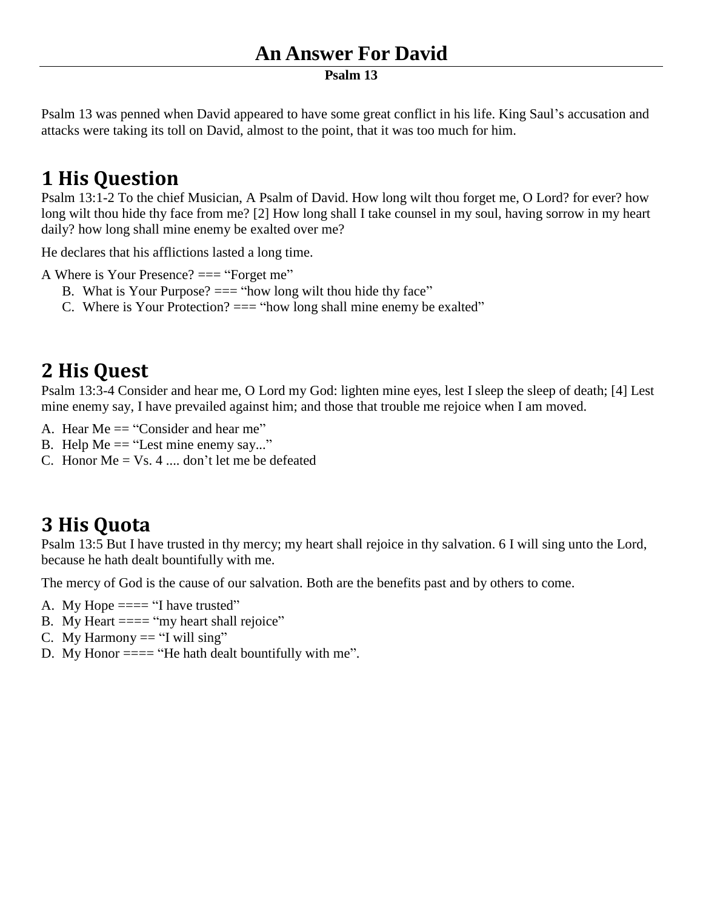# An Answer For David

**Psalm 13**

Psalm 13 was penned when David appeared to have some great conflict in his life. King Saul's accusation and attacks were taking its toll on David, almost to the point, that it was too much for him.

## 1 His Question

Psalm 13:1-2 To the chief Musician, A Psalm of David. How long wilt thou forget me, O Lord? for ever? how long wilt thou hide thy face from me? [2] How long shall I take counsel in my soul, having sorrow in my heart daily? how long shall mine enemy be exalted over me?

He declares that his afflictions lasted a long time.

A Where is Your Presence? === "Forget me"

- B. What is Your Purpose? === "how long wilt thou hide thy face"
- C. Where is Your Protection? === "how long shall mine enemy be exalted"

## 2 His Quest

Psalm 13:3-4 Consider and hear me, O Lord my God: lighten mine eyes, lest I sleep the sleep of death; [4] Lest mine enemy say, I have prevailed against him; and those that trouble me rejoice when I am moved.

- A. Hear Me == "Consider and hear me"
- B. Help Me == "Lest mine enemy say..."
- C. Honor Me = Vs. 4 .... don't let me be defeated

## 3 His Quota

Psalm 13:5 But I have trusted in thy mercy; my heart shall rejoice in thy salvation. 6 I will sing unto the Lord, because he hath dealt bountifully with me.

The mercy of God is the cause of our salvation. Both are the benefits past and by others to come.

- A. My Hope ==== "I have trusted"
- B. My Heart ==== "my heart shall rejoice"
- C. My Harmony == "I will sing"
- D. My Honor ==== "He hath dealt bountifully with me".